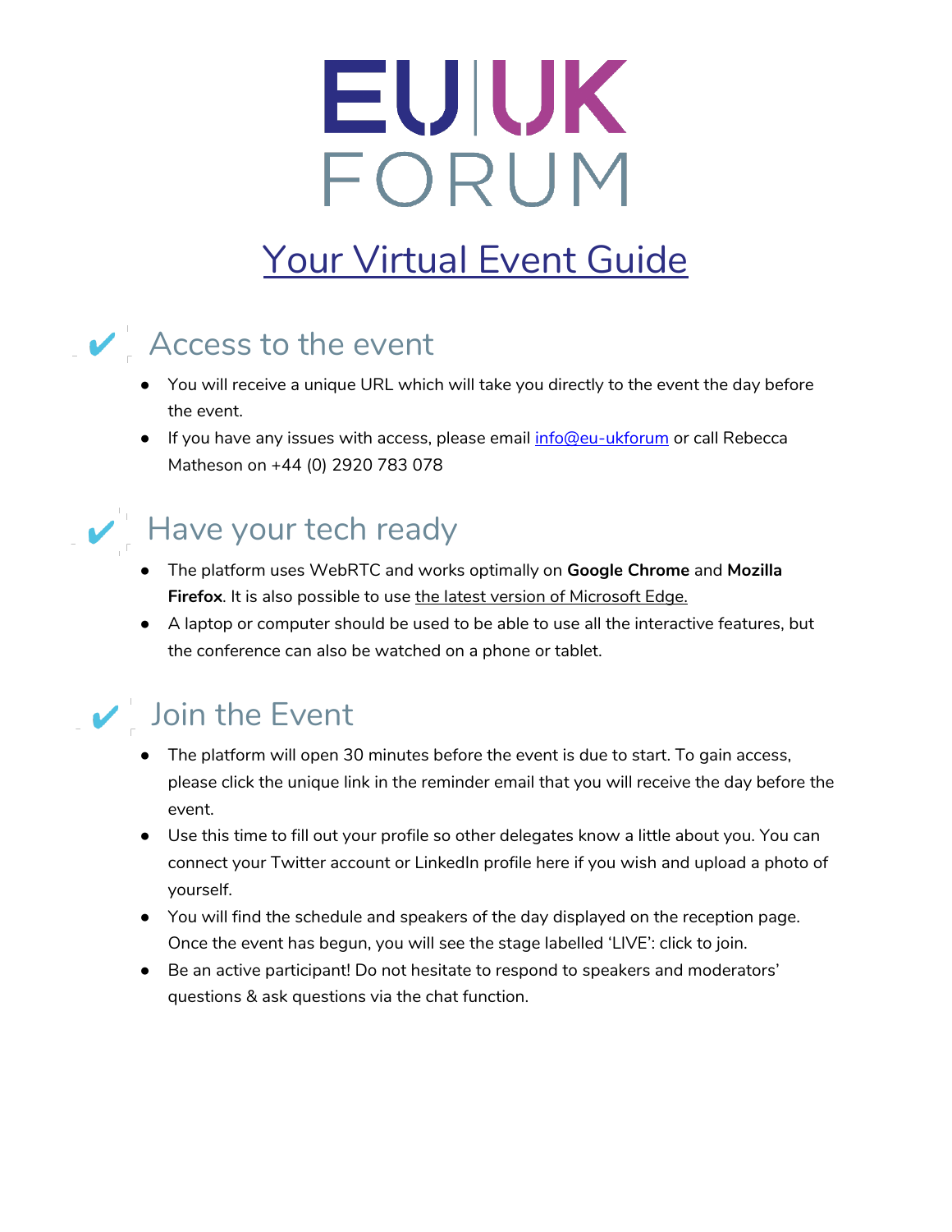# EU|UK FORUM

## Your Virtual Event Guide

### ✔ Access to the event

- You will receive a unique URL which will take you directly to the event the day before the event.
- If you have any issues with access, please email info@eu-ukforum or call Rebecca Matheson on +44 (0) 2920 783 078

### ✔ Have your tech ready

- The platform uses WebRTC and works optimally on **Google Chrome** and **Mozilla Firefox**. It is also possible to use the latest version of Microsoft Edge.
- A laptop or computer should be used to be able to use all the interactive features, but the conference can also be watched on a phone or tablet.

### ✔ Join the Event

- The platform will open 30 minutes before the event is due to start. To gain access, please click the unique link in the reminder email that you will receive the day before the event.
- Use this time to fill out your profile so other delegates know a little about you. You can connect your Twitter account or LinkedIn profile here if you wish and upload a photo of yourself.
- You will find the schedule and speakers of the day displayed on the reception page. Once the event has begun, you will see the stage labelled 'LIVE': click to join.
- Be an active participant! Do not hesitate to respond to speakers and moderators' questions & ask questions via the chat function.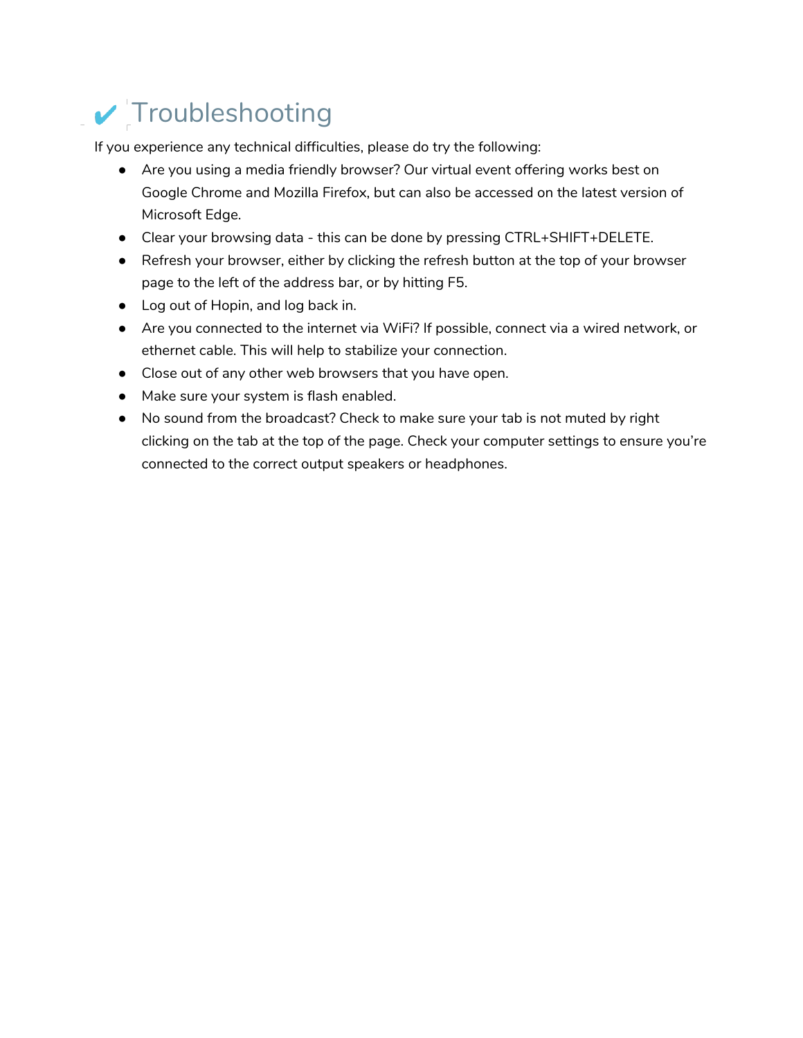# ✔ Troubleshooting

If you experience any technical difficulties, please do try the following:

- Are you using a media friendly browser? Our virtual event offering works best on Google Chrome and Mozilla Firefox, but can also be accessed on the latest version of Microsoft Edge.
- Clear your browsing data - this can be done by pressing CTRL+SHIFT+DELETE.
- Refresh your browser, either by clicking the refresh button at the top of your browser page to the left of the address bar, or by hitting F5.
- Log out of Hopin, and log back in.
- Are you connected to the internet via WiFi? If possible, connect via a wired network, or ethernet cable. This will help to stabilize your connection.
- Close out of any other web browsers that you have open.
- Make sure your system is flash enabled.
- No sound from the broadcast? Check to make sure your tab is not muted by right clicking on the tab at the top of the page. Check your computer settings to ensure you're connected to the correct output speakers or headphones.